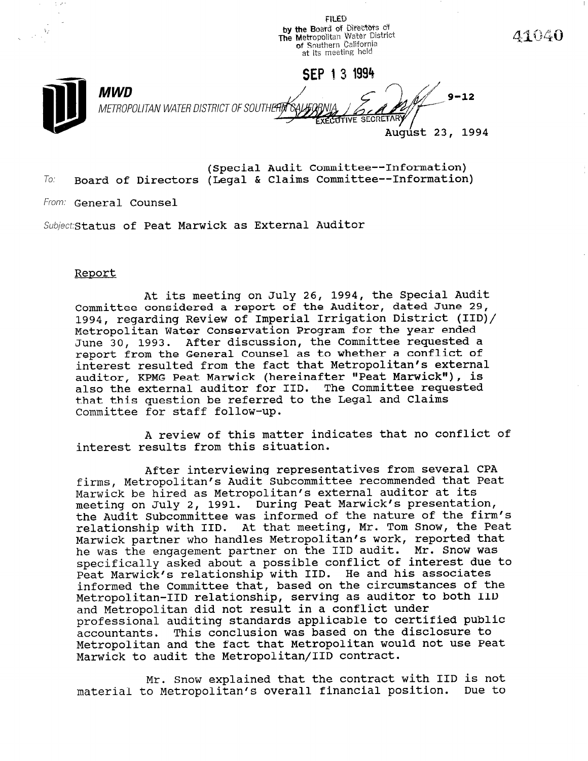FILED
by the Board of Directors of
The Metropolitan Water District
of Southern California
at its meeting held

SEP 13 1994

EXECUTIVE SECRETARY

41040

**MWD**
METROPOLITAN WATER DISTRICT OF SOUTHERN CALIFORNIA

9-12

August 23, 1994

To: Board of Directors (Special Audit Committee--Information)
(Legal & Claims Committee--Information)

From: General Counsel

Subject: Status of Peat Marwick as External Auditor

## Report

At its meeting on July 26, 1994, the Special Audit Committee considered a report of the Auditor, dated June 29, 1994, regarding Review of Imperial Irrigation District (IID)/ Metropolitan Water Conservation Program for the year ended June 30, 1993. After discussion, the Committee requested a report from the General Counsel as to whether a conflict of interest resulted from the fact that Metropolitan's external auditor, KPMG Peat Marwick (hereinafter "Peat Marwick"), is also the external auditor for IID. The Committee requested that this question be referred to the Legal and Claims Committee for staff follow-up.

A review of this matter indicates that no conflict of interest results from this situation.

After interviewing representatives from several CPA firms, Metropolitan's Audit Subcommittee recommended that Peat Marwick be hired as Metropolitan's external auditor at its meeting on July 2, 1991. During Peat Marwick's presentation, the Audit Subcommittee was informed of the nature of the firm's relationship with IID. At that meeting, Mr. Tom Snow, the Peat Marwick partner who handles Metropolitan's work, reported that he was the engagement partner on the IID audit. Mr. Snow was specifically asked about a possible conflict of interest due to Peat Marwick's relationship with IID. He and his associates informed the Committee that, based on the circumstances of the Metropolitan-IID relationship, serving as auditor to both IID and Metropolitan did not result in a conflict under professional auditing standards applicable to certified public accountants. This conclusion was based on the disclosure to Metropolitan and the fact that Metropolitan would not use Peat Marwick to audit the Metropolitan/IID contract.

Mr. Snow explained that the contract with IID is not material to Metropolitan's overall financial position. Due to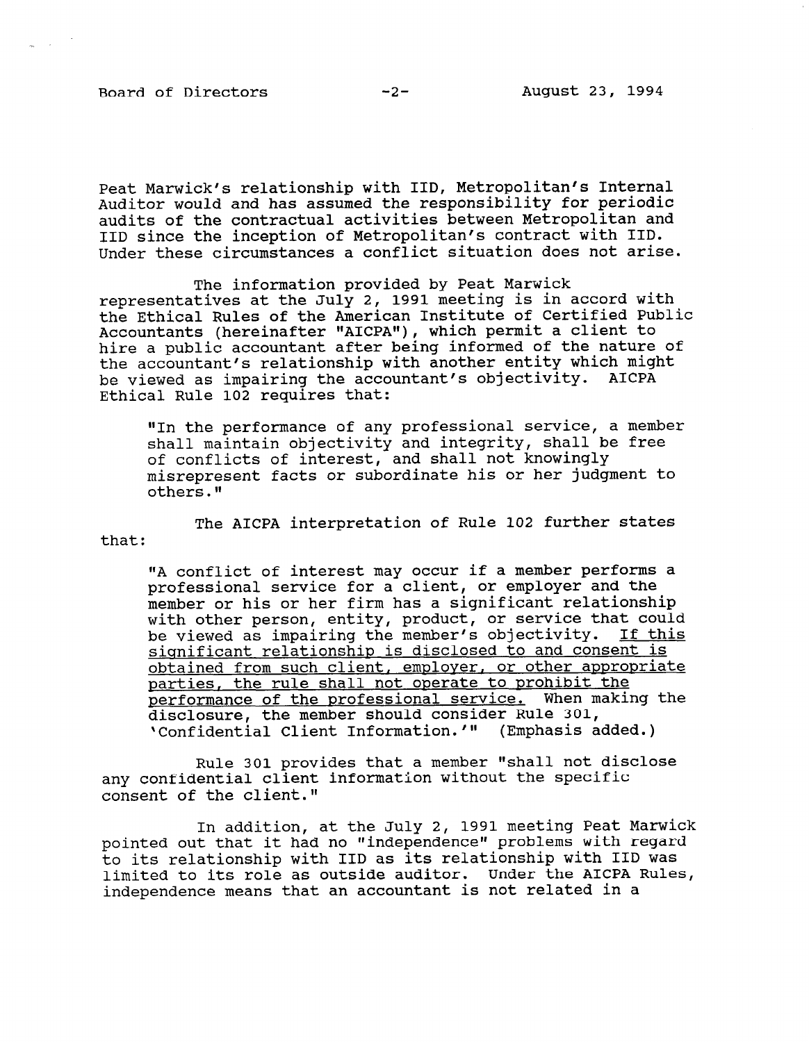Peat Marwick's relationship with IID, Metropolitan's Internal Auditor would and has assumed the responsibility for periodic audits of the contractual activities between Metropolitan and IID since the inception of Metropolitan's contract with IID. Under these circumstances a conflict situation does not arise.

The information provided by Peat Marwick representatives at the July 2, 1991 meeting is in accord with the Ethical Rules of the American Institute of Certified Public Accountants (hereinafter "AICPA"), which permit a client to hire a public accountant after being informed of the nature of the accountant's relationship with another entity which might be viewed as impairing the accountant's objectivity. AICPA Ethical Rule 102 requires that:

> "In the performance of any professional service, a member shall maintain objectivity and integrity, shall be free of conflicts of interest, and shall not knowingly misrepresent facts or subordinate his or her judgment to others."

The AICPA interpretation of Rule 102 further states that:

> "A conflict of interest may occur if a member performs a professional service for a client, or employer and the member or his or her firm has a significant relationship with other person, entity, product, or service that could be viewed as impairing the member's objectivity. <u>If this significant relationship is disclosed to and consent is obtained from such client, employer, or other appropriate parties, the rule shall not operate to prohibit the performance of the professional service.</u> When making the disclosure, the member should consider Rule 301, 'Confidential Client Information.'" (Emphasis added.)

Rule 301 provides that a member "shall not disclose any confidential client information without the specific consent of the client."

In addition, at the July 2, 1991 meeting Peat Marwick pointed out that it had no "independence" problems with regard to its relationship with IID as its relationship with IID was limited to its role as outside auditor. Under the AICPA Rules, independence means that an accountant is not related in a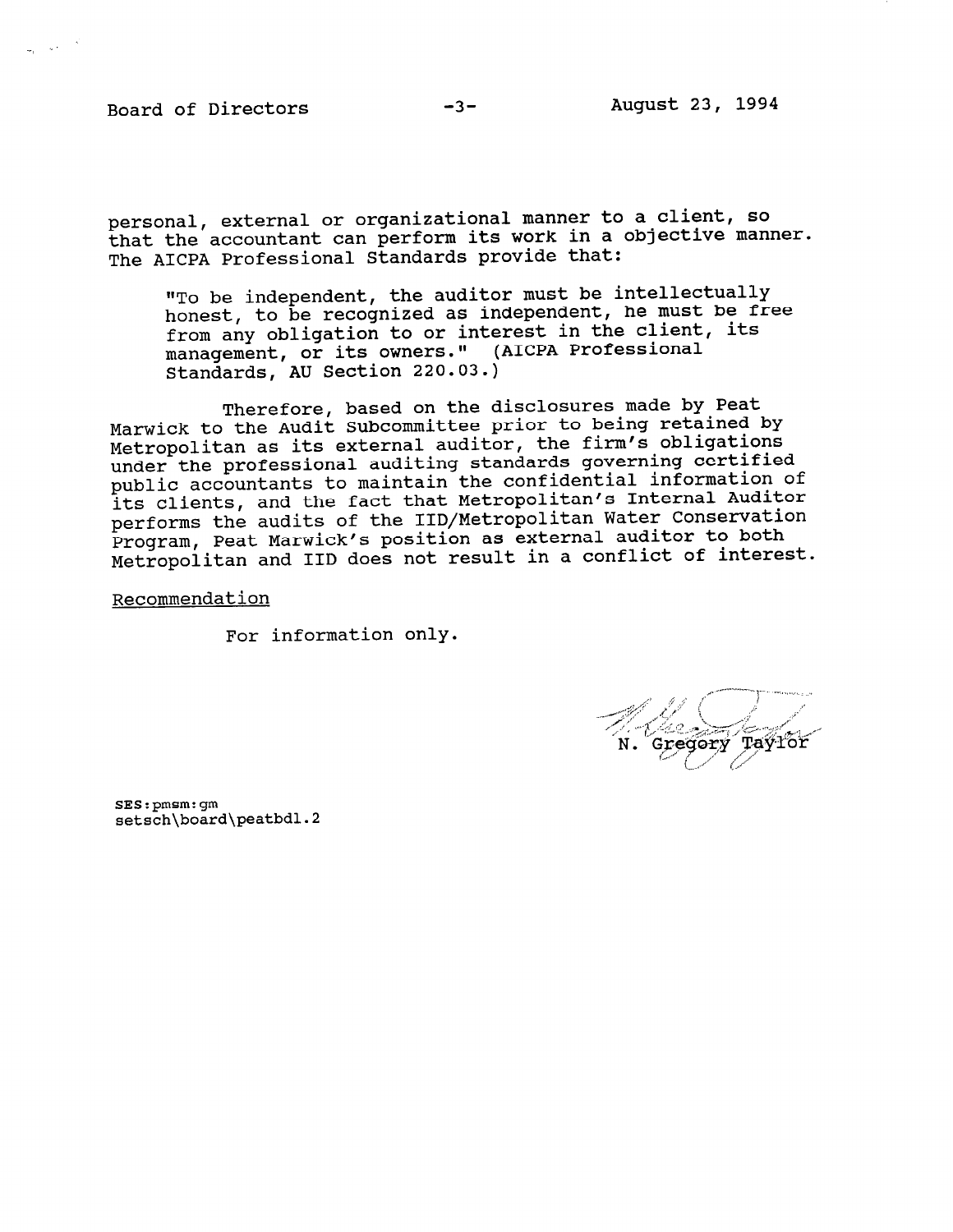personal, external or organizational manner to a client, so that the accountant can perform its work in a objective manner. The AICPA Professional Standards provide that:

> "To be independent, the auditor must be intellectually honest, to be recognized as independent, he must be free from any obligation to or interest in the client, its management, or its owners." (AICPA Professional Standards, AU Section 220.03.)

Therefore, based on the disclosures made by Peat Marwick to the Audit Subcommittee prior to being retained by Metropolitan as its external auditor, the firm's obligations under the professional auditing standards governing certified public accountants to maintain the confidential information of its clients, and the fact that Metropolitan's Internal Auditor performs the audits of the IID/Metropolitan Water Conservation Program, Peat Marwick's position as external auditor to both Metropolitan and IID does not result in a conflict of interest.

Recommendation

For information only.

N. Gregory Taylor

SES:pmsm:gm
setsch\board\peatbdl.2